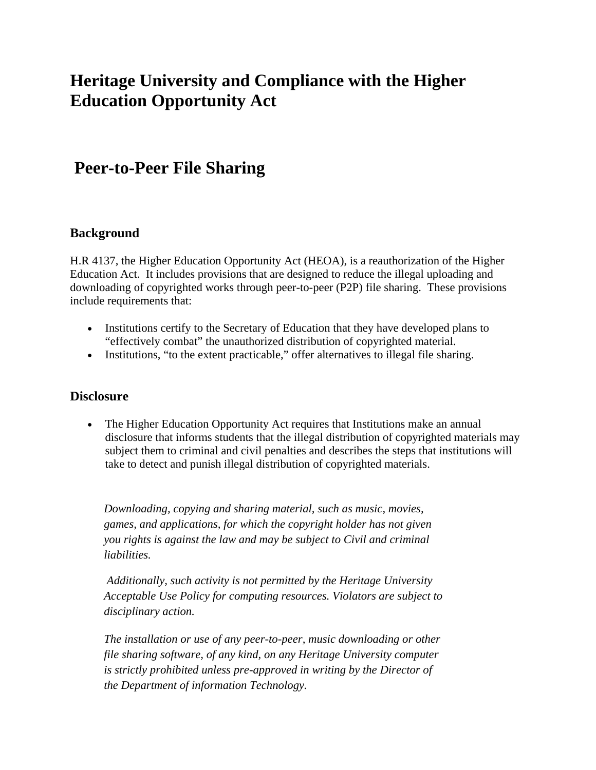# Heritage University and Compliance with the Higher Education Opportunity Act

## Peer-to-Peer File Sharing

### Background

H.R 4137, the Higher Education Opportunity Act (HEOA), is a reauthorization of the Higher Education Act. It includes provisions that are designed to reduce the illegal uploading and downloading of copyrighted works through peer-to-peer (P2P) file sharing. These provisions include requirements that:

- Institutions certify to the Secretary of Education that they have developed plans to "effectively combat" the unauthorized distribution of copyrighted material.
- Institutions, "to the extent practicable," offer alternatives to illegal file sharing.

### Disclosure

- The Higher Education Opportunity Act requires that Institutions make an annual disclosure that informs students that the illegal distribution of copyrighted materials may subject them to criminal and civil penalties and describes the steps that institutions will take to detect and punish illegal distribution of copyrighted materials.

*Downloading, copying and sharing material, such as music, movies, games, and applications, for which the copyright holder has not given you rights is against the law and may be subject to Civil and criminal liabilities.*

*Additionally, such activity is not permitted by the Heritage University Acceptable Use Policy for computing resources. Violators are subject to disciplinary action.*

*The installation or use of any peer-to-peer, music downloading or other file sharing software, of any kind, on any Heritage University computer is strictly prohibited unless pre-approved in writing by the Director of the Department of information Technology.*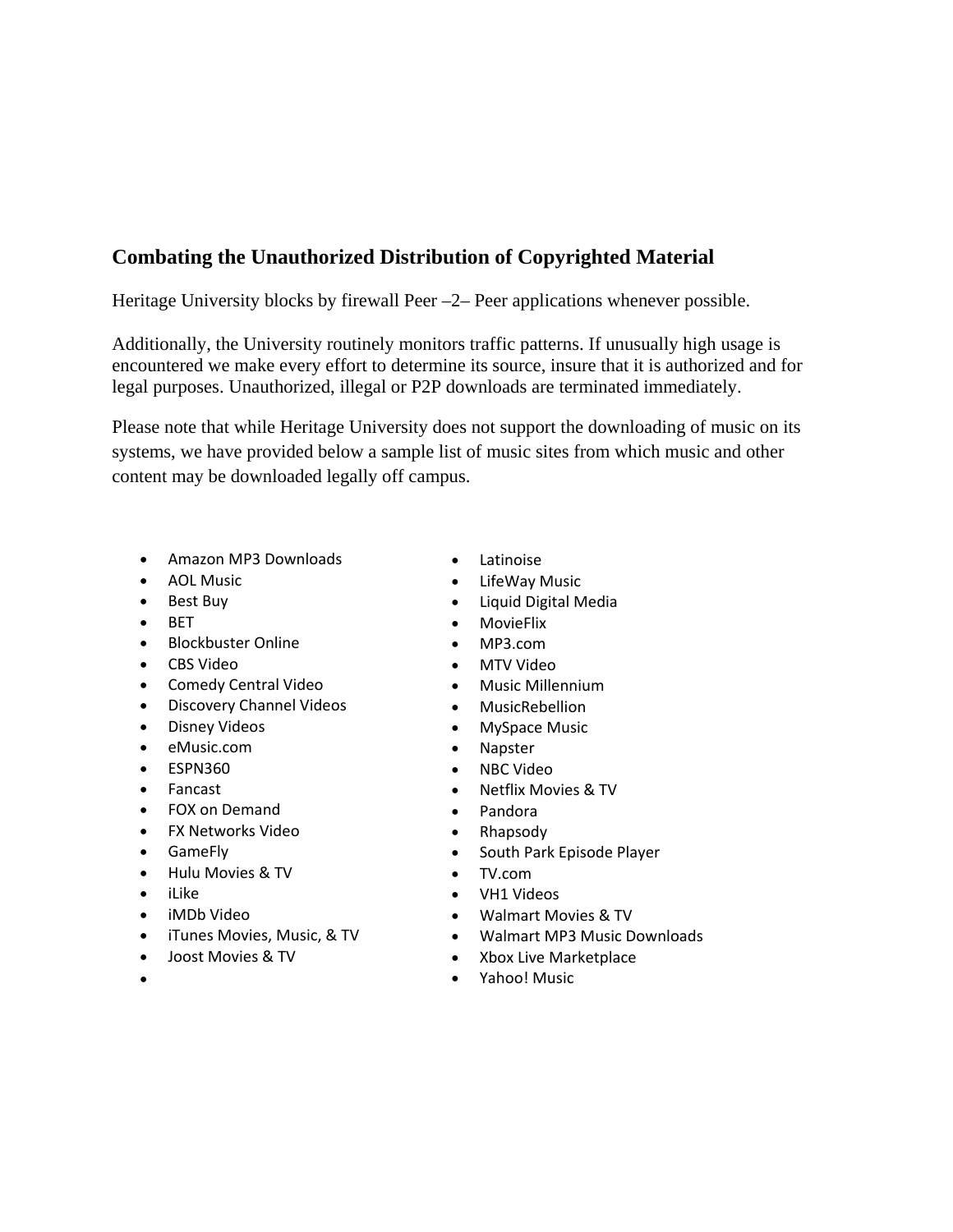## Combating the Unauthorized Distribution of Copyrighted Material

Heritage University blocks by firewall Peer –2– Peer applications whenever possible.

Additionally, the University routinely monitors traffic patterns. If unusually high usage is encountered we make every effort to determine its source, insure that it is authorized and for legal purposes. Unauthorized, illegal or P2P downloads are terminated immediately.

Please note that while Heritage University does not support the downloading of music on its systems, we have provided below a sample list of music sites from which music and other content may be downloaded legally off campus.

- Amazon MP3 Downloads
- AOL Music
- Best Buy
- BET
- Blockbuster Online
- CBS Video
- Comedy Central Video
- Discovery Channel Videos
- Disney Videos
- eMusic.com
- ESPN360
- Fancast
- FOX on Demand
- FX Networks Video
- GameFly
- Hulu Movies & TV
- iLike
- iMDb Video
- iTunes Movies, Music, & TV
- Joost Movies & TV
- Latinoise
- LifeWay Music
- Liquid Digital Media
- MovieFlix
- MP3.com
- MTV Video
- Music Millennium
- MusicRebellion
- MySpace Music
- Napster
- NBC Video
- Netflix Movies & TV
- Pandora
- Rhapsody
- South Park Episode Player
- TV.com
- VH1 Videos
- Walmart Movies & TV
- Walmart MP3 Music Downloads
- Xbox Live Marketplace
- Yahoo! Music